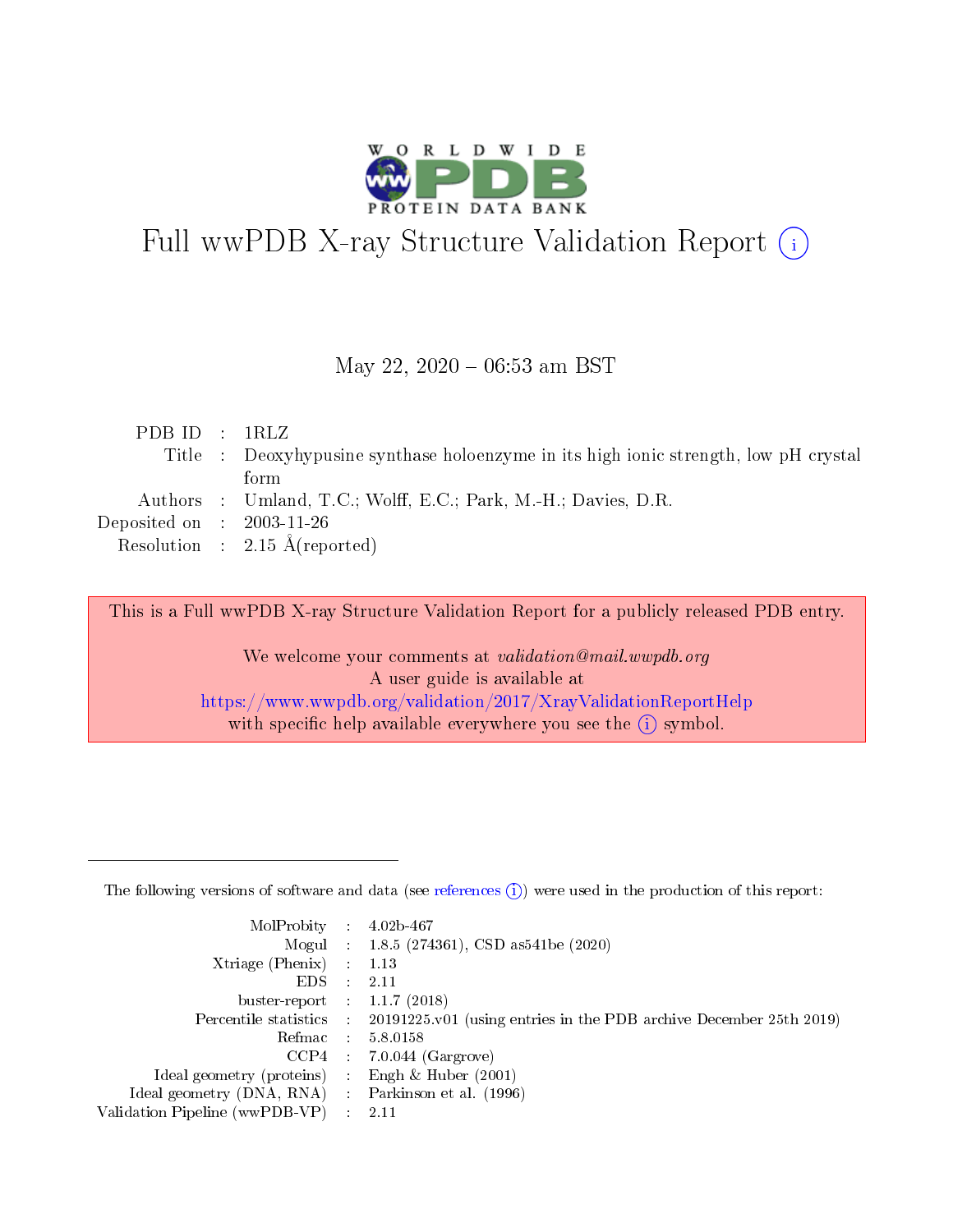# Full wwPDB X-ray Structure Validation Report (i)

May 22, 2020 – 06:53 am BST

| | | |
|---|---|---|
| PDB ID | : | 1RLZ |
| Title | : | Deoxyhypusine synthase holoenzyme in its high ionic strength, low pH crystal form |
| Authors | : | Umland, T.C.; Wolff, E.C.; Park, M.-H.; Davies, D.R. |
| Deposited on | : | 2003-11-26 |
| Resolution | : | 2.15 Å(reported) |

This is a Full wwPDB X-ray Structure Validation Report for a publicly released PDB entry.

We welcome your comments at *validation@mail.wwpdb.org*
A user guide is available at
https://www.wwpdb.org/validation/2017/XrayValidationReportHelp
with specific help available everywhere you see the (i) symbol.

The following versions of software and data (see references (i)) were used in the production of this report:

| | | |
|---|---|---|
| MolProbity | : | 4.02b-467 |
| Mogul | : | 1.8.5 (274361), CSD as541be (2020) |
| Xtriage (Phenix) | : | 1.13 |
| EDS | : | 2.11 |
| buster-report | : | 1.1.7 (2018) |
| Percentile statistics | : | 20191225.v01 (using entries in the PDB archive December 25th 2019) |
| Refmac | : | 5.8.0158 |
| CCP4 | : | 7.0.044 (Gargrove) |
| Ideal geometry (proteins) | : | Engh & Huber (2001) |
| Ideal geometry (DNA, RNA) | : | Parkinson et al. (1996) |
| Validation Pipeline (wwPDB-VP) | : | 2.11 |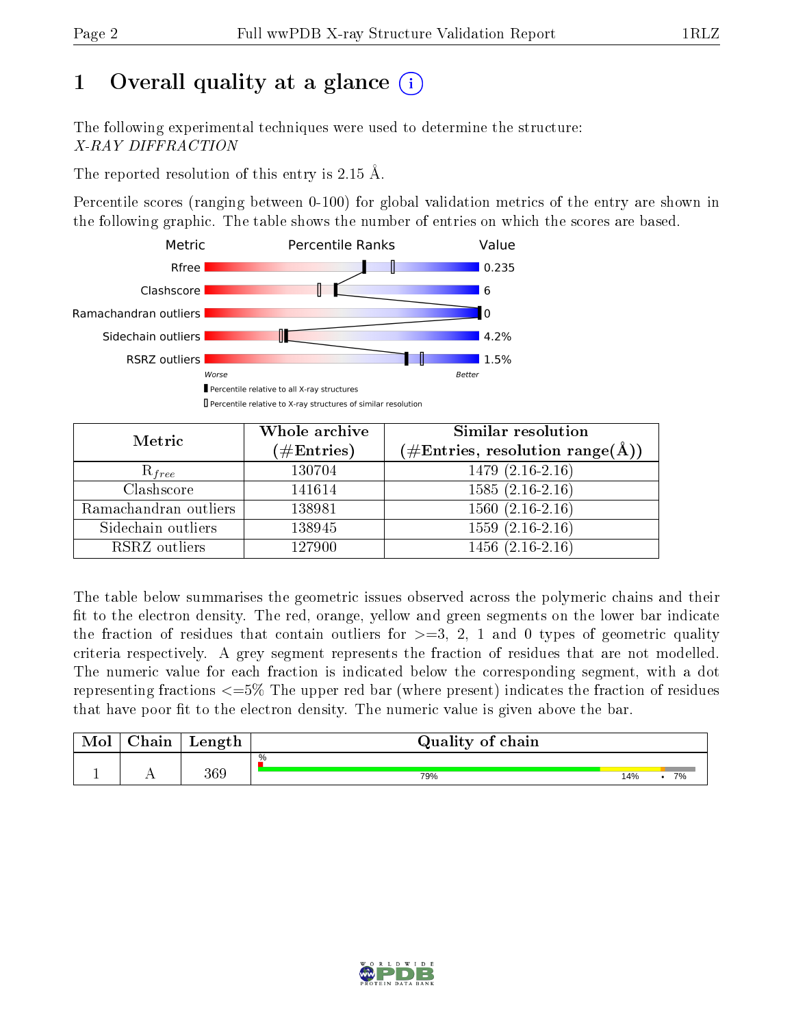# 1 Overall quality at a glance (i)

The following experimental techniques were used to determine the structure: *X-RAY DIFFRACTION*

The reported resolution of this entry is 2.15 Å.

Percentile scores (ranging between 0-100) for global validation metrics of the entry are shown in the following graphic. The table shows the number of entries on which the scores are based.

| Metric | Value |
|---|---|
| Rfree | 0.235 |
| Clashscore | 6 |
| Ramachandran outliers | 0 |
| Sidechain outliers | 4.2% |
| RSRZ outliers | 1.5% |

Worse — Better

■ Percentile relative to all X-ray structures
□ Percentile relative to X-ray structures of similar resolution

| Metric | Whole archive (#Entries) | Similar resolution (#Entries, resolution range(Å)) |
|---|---|---|
| $R_{free}$ | 130704 | 1479 (2.16-2.16) |
| Clashscore | 141614 | 1585 (2.16-2.16) |
| Ramachandran outliers | 138981 | 1560 (2.16-2.16) |
| Sidechain outliers | 138945 | 1559 (2.16-2.16) |
| RSRZ outliers | 127900 | 1456 (2.16-2.16) |

The table below summarises the geometric issues observed across the polymeric chains and their fit to the electron density. The red, orange, yellow and green segments on the lower bar indicate the fraction of residues that contain outliers for >=3, 2, 1 and 0 types of geometric quality criteria respectively. A grey segment represents the fraction of residues that are not modelled. The numeric value for each fraction is indicated below the corresponding segment, with a dot representing fractions <=5% The upper red bar (where present) indicates the fraction of residues that have poor fit to the electron density. The numeric value is given above the bar.

| Mol | Chain | Length | Quality of chain |
|---|---|---|---|
| 1 | A | 369 | % — 79% · 14% · • · 7% |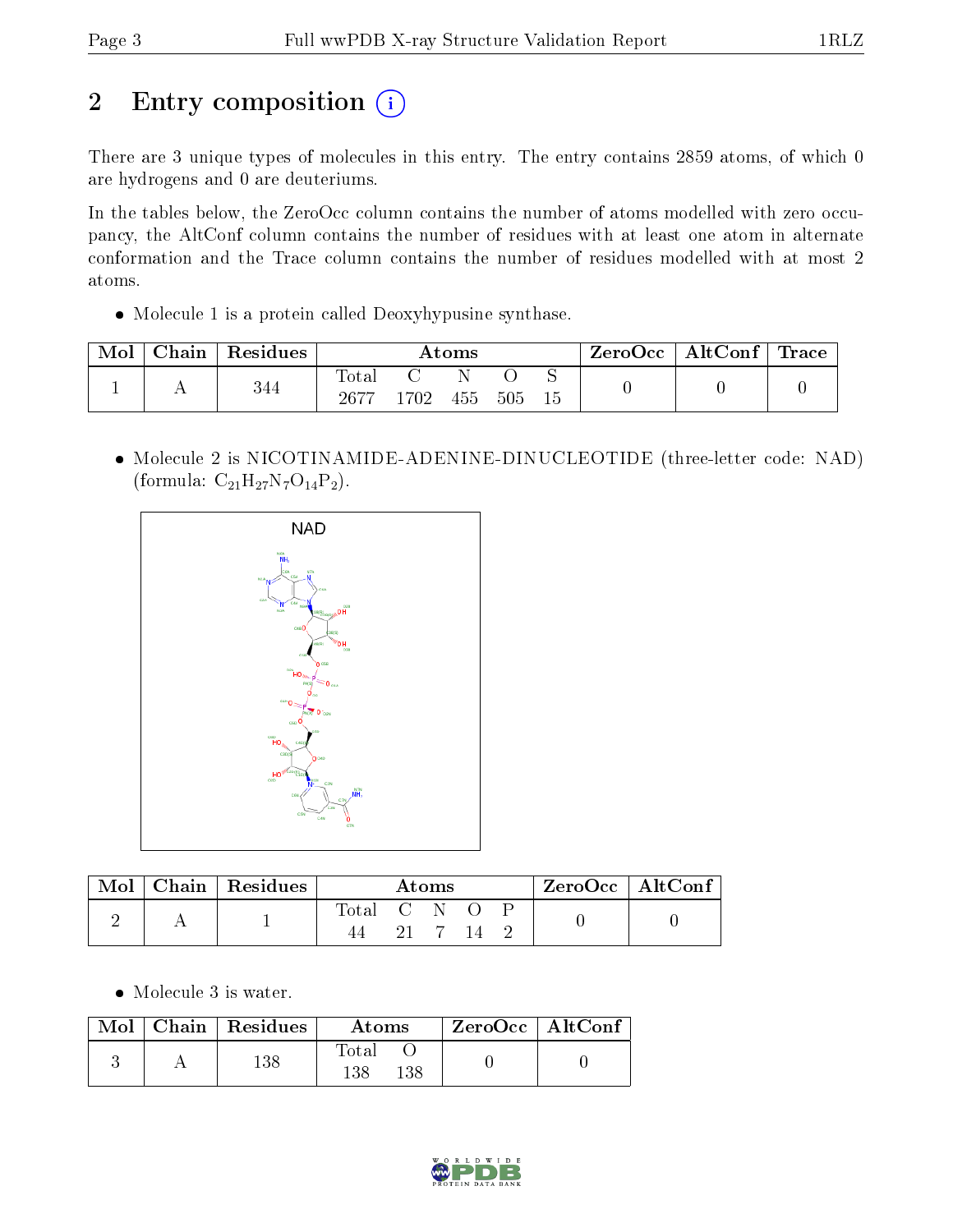# 2 Entry composition

There are 3 unique types of molecules in this entry. The entry contains 2859 atoms, of which 0 are hydrogens and 0 are deuteriums.

In the tables below, the ZeroOcc column contains the number of atoms modelled with zero occupancy, the AltConf column contains the number of residues with at least one atom in alternate conformation and the Trace column contains the number of residues modelled with at most 2 atoms.

- Molecule 1 is a protein called Deoxyhypusine synthase.

| Mol | Chain | Residues | Atoms | | | | | ZeroOcc | AltConf | Trace |
|---|---|---|---|---|---|---|---|---|---|---|
| 1 | A | 344 | Total 2677 | C 1702 | N 455 | O 505 | S 15 | 0 | 0 | 0 |

- Molecule 2 is NICOTINAMIDE-ADENINE-DINUCLEOTIDE (three-letter code: NAD) (formula: $C_{21}H_{27}N_{7}O_{14}P_{2}$).

| Mol | Chain | Residues | Atoms | | | | | ZeroOcc | AltConf |
|---|---|---|---|---|---|---|---|---|---|
| 2 | A | 1 | Total 44 | C 21 | N 7 | O 14 | P 2 | 0 | 0 |

- Molecule 3 is water.

| Mol | Chain | Residues | Atoms | | ZeroOcc | AltConf |
|---|---|---|---|---|---|---|
| 3 | A | 138 | Total 138 | O 138 | 0 | 0 |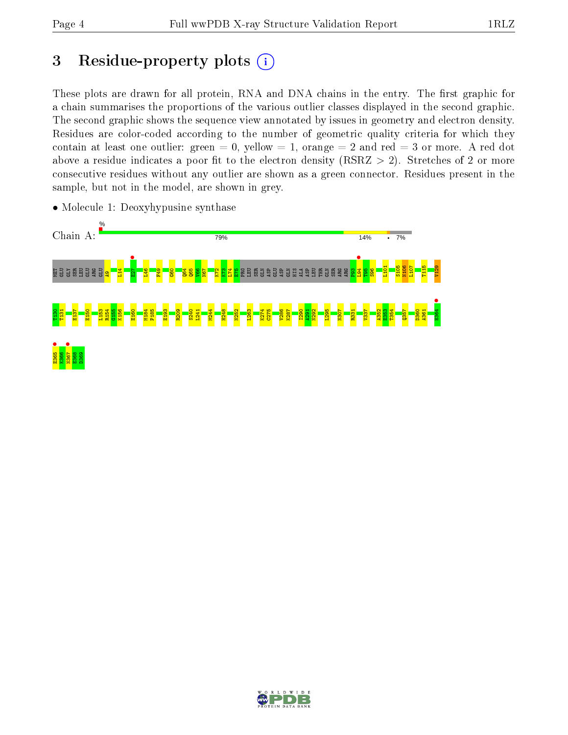# 3 Residue-property plots

These plots are drawn for all protein, RNA and DNA chains in the entry. The first graphic for a chain summarises the proportions of the various outlier classes displayed in the second graphic. The second graphic shows the sequence view annotated by issues in geometry and electron density. Residues are color-coded according to the number of geometric quality criteria for which they contain at least one outlier: green = 0, yellow = 1, orange = 2 and red = 3 or more. A red dot above a residue indicates a poor fit to the electron density (RSRZ > 2). Stretches of 2 or more consecutive residues without any outlier are shown as a green connector. Residues present in the sample, but not in the model, are shown in grey.

- Molecule 1: Deoxyhypusine synthase

Chain A: 79% 14% • 7%

MET GLU GLY SER LEU GLU ARG GLU A9 L14 E27 L46 F49 G60 Q64 Q65 V66 N67 K72 K73 L74 E75 PRO LEU SER GLN ASP GLU ASP GLN HIS ALA ASP LEU THR GLN SER ARG ARG P93 L94 T95 S96 L101 S105 N106 L107 T115 V129

T130 T131 E137 E150 L153 R154 G155 K156 E160 M184 P185 E193 R209 S240 L241 M244 H248 N252 L263 K274 C275 V286 K287 I290 A291 N292 L295 N307 R331 V337 A352 E353 T354 Q357 D360 A361 H364

E365 K366 N367 E368 D369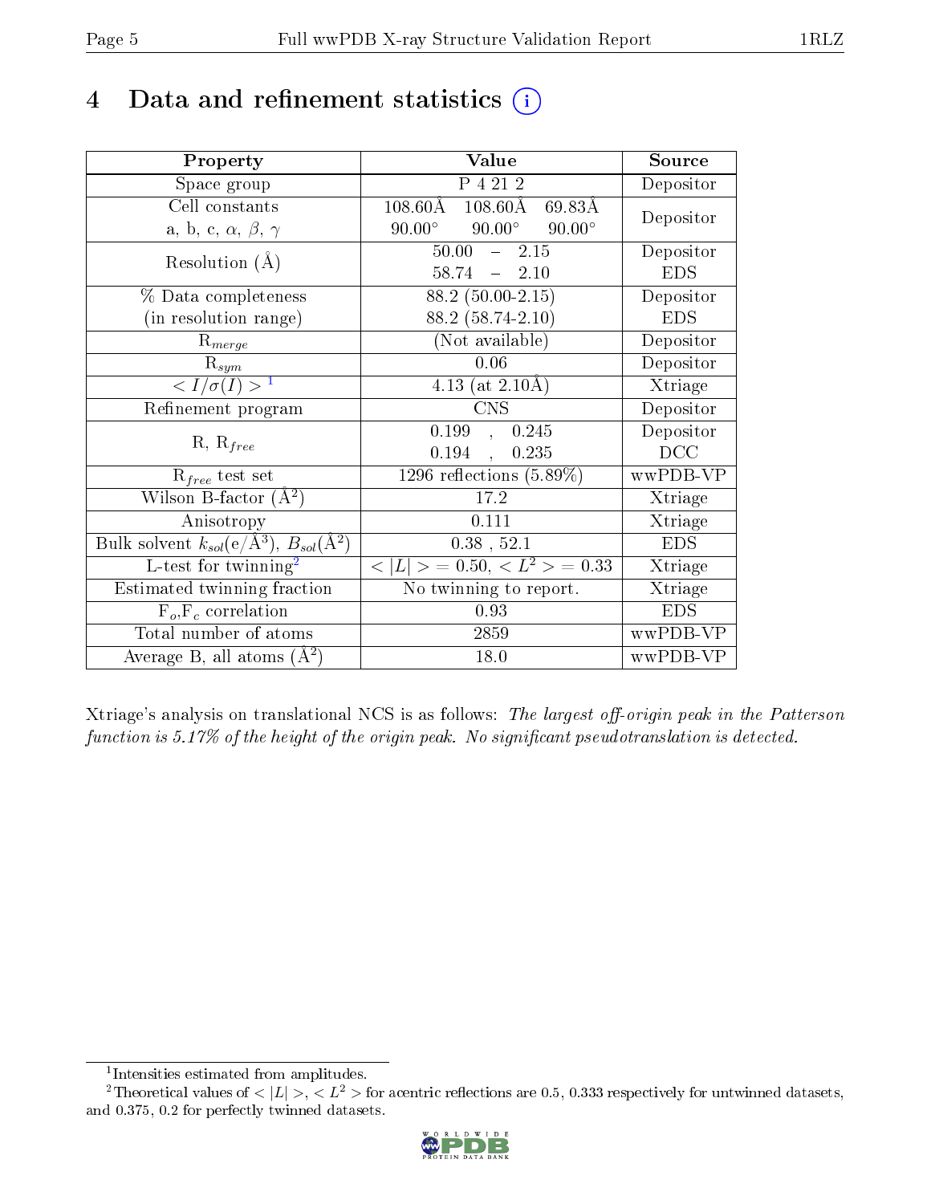# 4 Data and refinement statistics (i)

| Property | Value | Source |
|---|---|---|
| Space group | P 4 21 2 | Depositor |
| Cell constants<br>a, b, c, $\alpha$, $\beta$, $\gamma$ | 108.60Å 108.60Å 69.83Å<br>90.00° 90.00° 90.00° | Depositor |
| Resolution (Å) | 50.00 – 2.15<br>58.74 – 2.10 | Depositor<br>EDS |
| % Data completeness<br>(in resolution range) | 88.2 (50.00-2.15)<br>88.2 (58.74-2.10) | Depositor<br>EDS |
| $R_{merge}$ | (Not available) | Depositor |
| $R_{sym}$ | 0.06 | Depositor |
| $< I/\sigma(I) >$ [1] | 4.13 (at 2.10Å) | Xtriage |
| Refinement program | CNS | Depositor |
| R, $R_{free}$ | 0.199 , 0.245<br>0.194 , 0.235 | Depositor<br>DCC |
| $R_{free}$ test set | 1296 reflections (5.89%) | wwPDB-VP |
| Wilson B-factor (Å$^2$) | 17.2 | Xtriage |
| Anisotropy | 0.111 | Xtriage |
| Bulk solvent $k_{sol}$(e/Å$^3$), $B_{sol}$(Å$^2$) | 0.38 , 52.1 | EDS |
| L-test for twinning[2] | $< \vert L \vert > = 0.50$, $< L^2 > = 0.33$ | Xtriage |
| Estimated twinning fraction | No twinning to report. | Xtriage |
| $F_o$,$F_c$ correlation | 0.93 | EDS |
| Total number of atoms | 2859 | wwPDB-VP |
| Average B, all atoms (Å$^2$) | 18.0 | wwPDB-VP |

Xtriage's analysis on translational NCS is as follows: *The largest off-origin peak in the Patterson function is 5.17% of the height of the origin peak. No significant pseudotranslation is detected.*

---

[1] Intensities estimated from amplitudes.

[2] Theoretical values of $< \vert L \vert >$, $< L^2 >$ for acentric reflections are 0.5, 0.333 respectively for untwinned datasets, and 0.375, 0.2 for perfectly twinned datasets.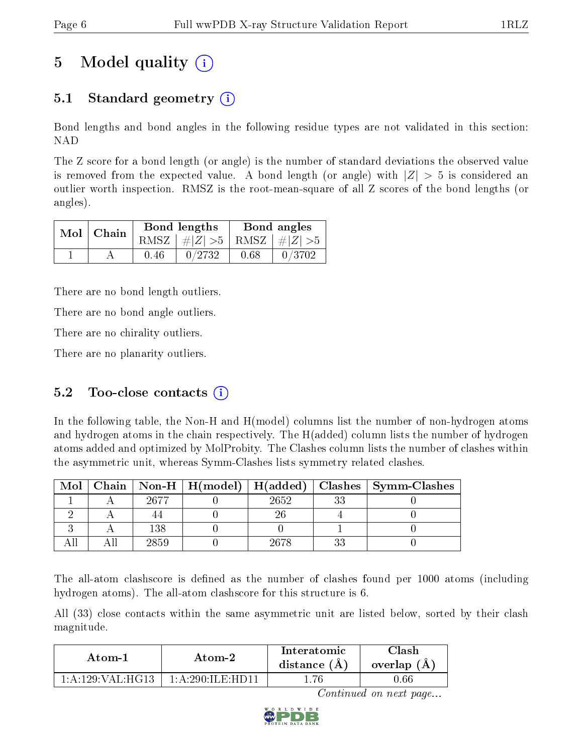# 5 Model quality

## 5.1 Standard geometry

Bond lengths and bond angles in the following residue types are not validated in this section: NAD

The Z score for a bond length (or angle) is the number of standard deviations the observed value is removed from the expected value. A bond length (or angle) with $|Z| > 5$ is considered an outlier worth inspection. RMSZ is the root-mean-square of all Z scores of the bond lengths (or angles).

| Mol | Chain | Bond lengths | | Bond angles | |
|---|---|---|---|---|---|
| | | RMSZ | $\#|Z| > 5$ | RMSZ | $\#|Z| > 5$ |
| 1 | A | 0.46 | 0/2732 | 0.68 | 0/3702 |

There are no bond length outliers.

There are no bond angle outliers.

There are no chirality outliers.

There are no planarity outliers.

## 5.2 Too-close contacts

In the following table, the Non-H and H(model) columns list the number of non-hydrogen atoms and hydrogen atoms in the chain respectively. The H(added) column lists the number of hydrogen atoms added and optimized by MolProbity. The Clashes column lists the number of clashes within the asymmetric unit, whereas Symm-Clashes lists symmetry related clashes.

| Mol | Chain | Non-H | H(model) | H(added) | Clashes | Symm-Clashes |
|---|---|---|---|---|---|---|
| 1 | A | 2677 | 0 | 2652 | 33 | 0 |
| 2 | A | 44 | 0 | 26 | 4 | 0 |
| 3 | A | 138 | 0 | 0 | 1 | 0 |
| All | All | 2859 | 0 | 2678 | 33 | 0 |

The all-atom clashscore is defined as the number of clashes found per 1000 atoms (including hydrogen atoms). The all-atom clashscore for this structure is 6.

All (33) close contacts within the same asymmetric unit are listed below, sorted by their clash magnitude.

| Atom-1 | Atom-2 | Interatomic distance (Å) | Clash overlap (Å) |
|---|---|---|---|
| 1:A:129:VAL:HG13 | 1:A:290:ILE:HD11 | 1.76 | 0.66 |

*Continued on next page...*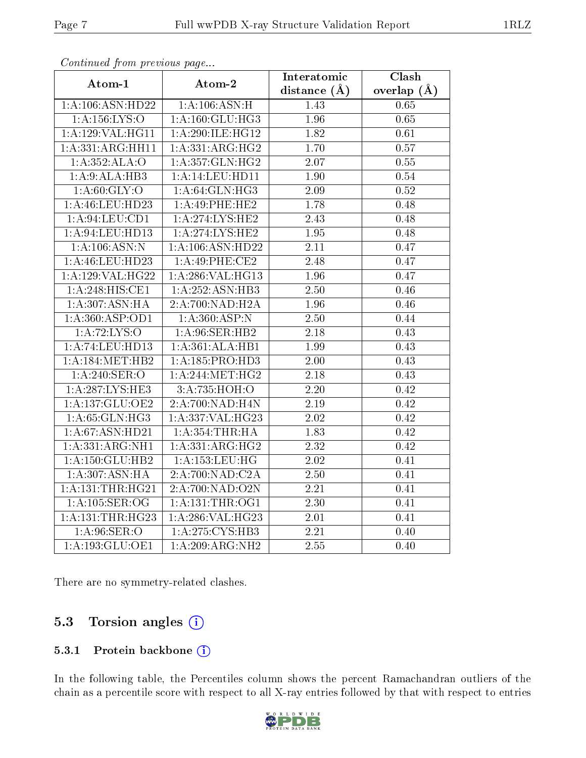*Continued from previous page...*

| Atom-1 | Atom-2 | Interatomic distance (Å) | Clash overlap (Å) |
|---|---|---|---|
| 1:A:106:ASN:HD22 | 1:A:106:ASN:H | 1.43 | 0.65 |
| 1:A:156:LYS:O | 1:A:160:GLU:HG3 | 1.96 | 0.65 |
| 1:A:129:VAL:HG11 | 1:A:290:ILE:HG12 | 1.82 | 0.61 |
| 1:A:331:ARG:HH11 | 1:A:331:ARG:HG2 | 1.70 | 0.57 |
| 1:A:352:ALA:O | 1:A:357:GLN:HG2 | 2.07 | 0.55 |
| 1:A:9:ALA:HB3 | 1:A:14:LEU:HD11 | 1.90 | 0.54 |
| 1:A:60:GLY:O | 1:A:64:GLN:HG3 | 2.09 | 0.52 |
| 1:A:46:LEU:HD23 | 1:A:49:PHE:HE2 | 1.78 | 0.48 |
| 1:A:94:LEU:CD1 | 1:A:274:LYS:HE2 | 2.43 | 0.48 |
| 1:A:94:LEU:HD13 | 1:A:274:LYS:HE2 | 1.95 | 0.48 |
| 1:A:106:ASN:N | 1:A:106:ASN:HD22 | 2.11 | 0.47 |
| 1:A:46:LEU:HD23 | 1:A:49:PHE:CE2 | 2.48 | 0.47 |
| 1:A:129:VAL:HG22 | 1:A:286:VAL:HG13 | 1.96 | 0.47 |
| 1:A:248:HIS:CE1 | 1:A:252:ASN:HB3 | 2.50 | 0.46 |
| 1:A:307:ASN:HA | 2:A:700:NAD:H2A | 1.96 | 0.46 |
| 1:A:360:ASP:OD1 | 1:A:360:ASP:N | 2.50 | 0.44 |
| 1:A:72:LYS:O | 1:A:96:SER:HB2 | 2.18 | 0.43 |
| 1:A:74:LEU:HD13 | 1:A:361:ALA:HB1 | 1.99 | 0.43 |
| 1:A:184:MET:HB2 | 1:A:185:PRO:HD3 | 2.00 | 0.43 |
| 1:A:240:SER:O | 1:A:244:MET:HG2 | 2.18 | 0.43 |
| 1:A:287:LYS:HE3 | 3:A:735:HOH:O | 2.20 | 0.42 |
| 1:A:137:GLU:OE2 | 2:A:700:NAD:H4N | 2.19 | 0.42 |
| 1:A:65:GLN:HG3 | 1:A:337:VAL:HG23 | 2.02 | 0.42 |
| 1:A:67:ASN:HD21 | 1:A:354:THR:HA | 1.83 | 0.42 |
| 1:A:331:ARG:NH1 | 1:A:331:ARG:HG2 | 2.32 | 0.42 |
| 1:A:150:GLU:HB2 | 1:A:153:LEU:HG | 2.02 | 0.41 |
| 1:A:307:ASN:HA | 2:A:700:NAD:C2A | 2.50 | 0.41 |
| 1:A:131:THR:HG21 | 2:A:700:NAD:O2N | 2.21 | 0.41 |
| 1:A:105:SER:OG | 1:A:131:THR:OG1 | 2.30 | 0.41 |
| 1:A:131:THR:HG23 | 1:A:286:VAL:HG23 | 2.01 | 0.41 |
| 1:A:96:SER:O | 1:A:275:CYS:HB3 | 2.21 | 0.40 |
| 1:A:193:GLU:OE1 | 1:A:209:ARG:NH2 | 2.55 | 0.40 |

There are no symmetry-related clashes.

## 5.3 Torsion angles

### 5.3.1 Protein backbone

In the following table, the Percentiles column shows the percent Ramachandran outliers of the chain as a percentile score with respect to all X-ray entries followed by that with respect to entries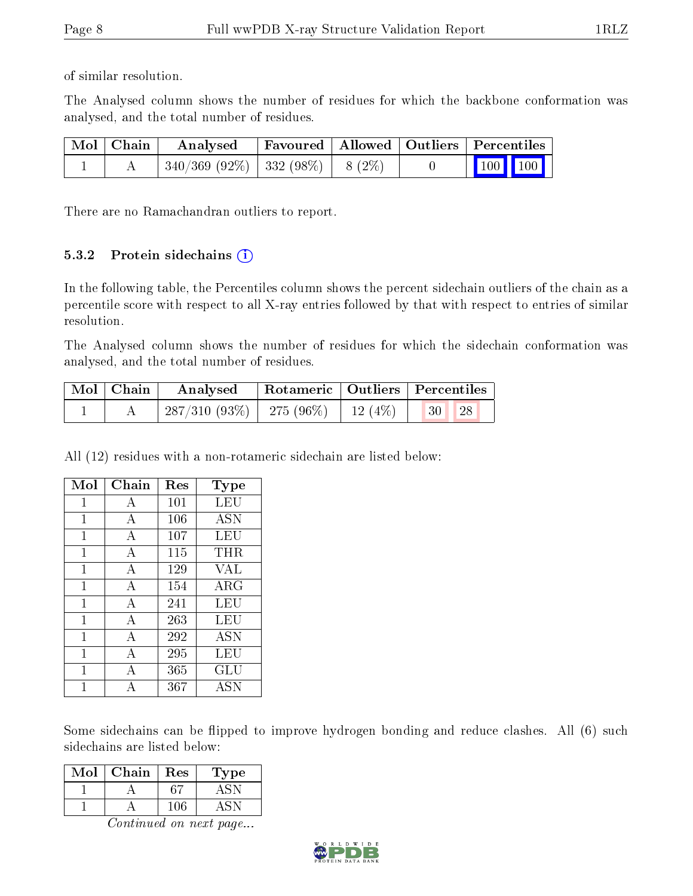of similar resolution.

The Analysed column shows the number of residues for which the backbone conformation was analysed, and the total number of residues.

| Mol | Chain | Analysed | Favoured | Allowed | Outliers | Percentiles | |
|---|---|---|---|---|---|---|---|
| 1 | A | 340/369 (92%) | 332 (98%) | 8 (2%) | 0 | 100 | 100 |

There are no Ramachandran outliers to report.

### 5.3.2 Protein sidechains

In the following table, the Percentiles column shows the percent sidechain outliers of the chain as a percentile score with respect to all X-ray entries followed by that with respect to entries of similar resolution.

The Analysed column shows the number of residues for which the sidechain conformation was analysed, and the total number of residues.

| Mol | Chain | Analysed | Rotameric | Outliers | Percentiles | |
|---|---|---|---|---|---|---|
| 1 | A | 287/310 (93%) | 275 (96%) | 12 (4%) | 30 | 28 |

All (12) residues with a non-rotameric sidechain are listed below:

| Mol | Chain | Res | Type |
|---|---|---|---|
| 1 | A | 101 | LEU |
| 1 | A | 106 | ASN |
| 1 | A | 107 | LEU |
| 1 | A | 115 | THR |
| 1 | A | 129 | VAL |
| 1 | A | 154 | ARG |
| 1 | A | 241 | LEU |
| 1 | A | 263 | LEU |
| 1 | A | 292 | ASN |
| 1 | A | 295 | LEU |
| 1 | A | 365 | GLU |
| 1 | A | 367 | ASN |

Some sidechains can be flipped to improve hydrogen bonding and reduce clashes. All (6) such sidechains are listed below:

| Mol | Chain | Res | Type |
|---|---|---|---|
| 1 | A | 67 | ASN |
| 1 | A | 106 | ASN |

*Continued on next page...*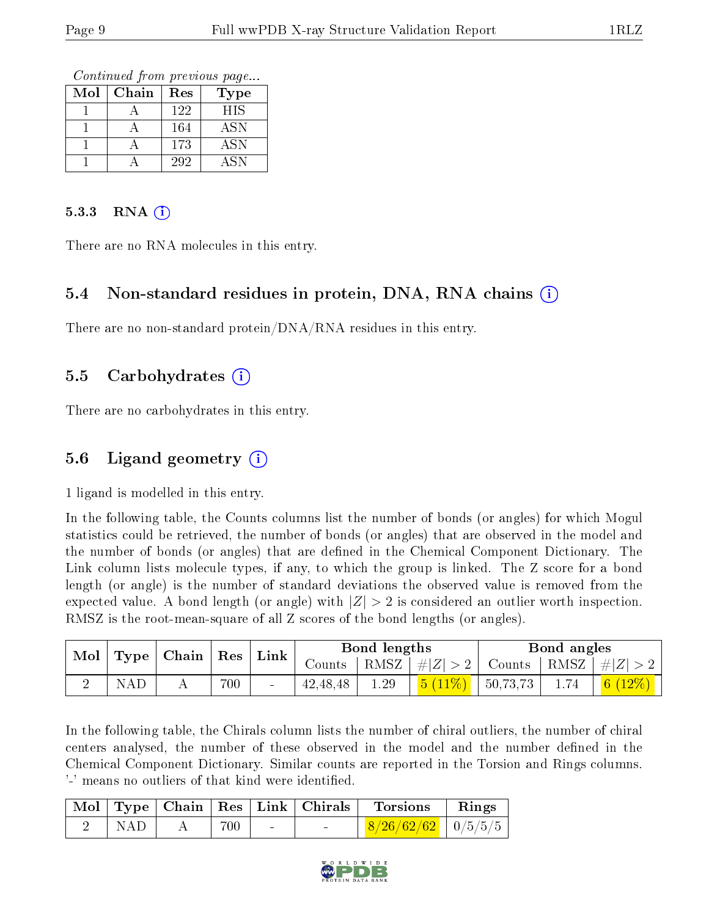*Continued from previous page...*

| Mol | Chain | Res | Type |
|---|---|---|---|
| 1 | A | 122 | HIS |
| 1 | A | 164 | ASN |
| 1 | A | 173 | ASN |
| 1 | A | 292 | ASN |

### 5.3.3 RNA (i)

There are no RNA molecules in this entry.

## 5.4 Non-standard residues in protein, DNA, RNA chains (i)

There are no non-standard protein/DNA/RNA residues in this entry.

## 5.5 Carbohydrates (i)

There are no carbohydrates in this entry.

## 5.6 Ligand geometry (i)

1 ligand is modelled in this entry.

In the following table, the Counts columns list the number of bonds (or angles) for which Mogul statistics could be retrieved, the number of bonds (or angles) that are observed in the model and the number of bonds (or angles) that are defined in the Chemical Component Dictionary. The Link column lists molecule types, if any, to which the group is linked. The Z score for a bond length (or angle) is the number of standard deviations the observed value is removed from the expected value. A bond length (or angle) with $|Z| > 2$ is considered an outlier worth inspection. RMSZ is the root-mean-square of all Z scores of the bond lengths (or angles).

| Mol | Type | Chain | Res | Link | Bond lengths | | | Bond angles | | |
|---|---|---|---|---|---|---|---|---|---|---|
| | | | | | Counts | RMSZ | $\#\|Z\| > 2$ | Counts | RMSZ | $\#\|Z\| > 2$ |
| 2 | NAD | A | 700 | - | 42,48,48 | 1.29 | 5 (11%) | 50,73,73 | 1.74 | 6 (12%) |

In the following table, the Chirals column lists the number of chiral outliers, the number of chiral centers analysed, the number of these observed in the model and the number defined in the Chemical Component Dictionary. Similar counts are reported in the Torsion and Rings columns. '-' means no outliers of that kind were identified.

| Mol | Type | Chain | Res | Link | Chirals | Torsions | Rings |
|---|---|---|---|---|---|---|---|
| 2 | NAD | A | 700 | - | - | 8/26/62/62 | 0/5/5/5 |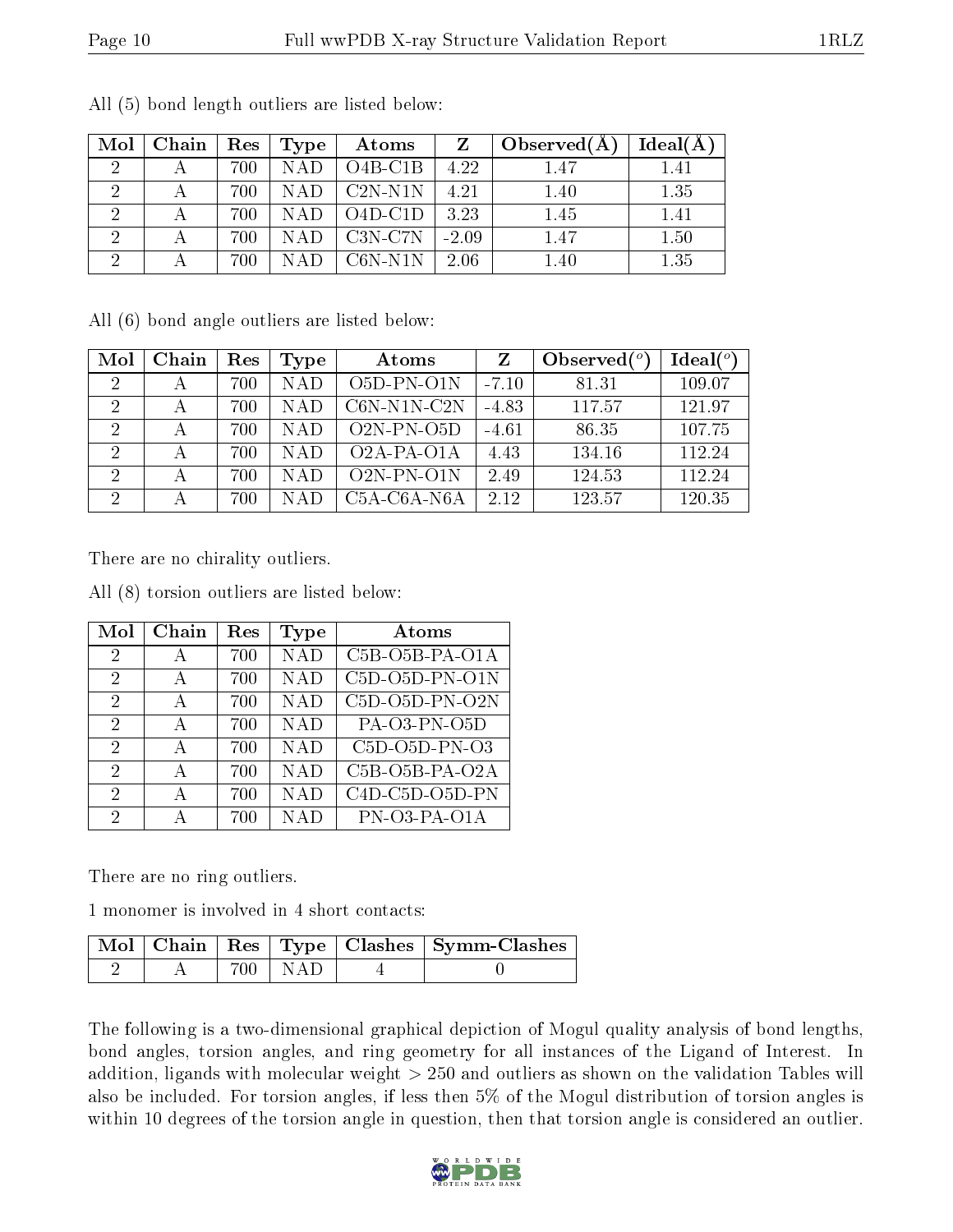All (5) bond length outliers are listed below:

| Mol | Chain | Res | Type | Atoms | Z | Observed(Å) | Ideal(Å) |
|---|---|---|---|---|---|---|---|
| 2 | A | 700 | NAD | O4B-C1B | 4.22 | 1.47 | 1.41 |
| 2 | A | 700 | NAD | C2N-N1N | 4.21 | 1.40 | 1.35 |
| 2 | A | 700 | NAD | O4D-C1D | 3.23 | 1.45 | 1.41 |
| 2 | A | 700 | NAD | C3N-C7N | -2.09 | 1.47 | 1.50 |
| 2 | A | 700 | NAD | C6N-N1N | 2.06 | 1.40 | 1.35 |

All (6) bond angle outliers are listed below:

| Mol | Chain | Res | Type | Atoms | Z | Observed(°) | Ideal(°) |
|---|---|---|---|---|---|---|---|
| 2 | A | 700 | NAD | O5D-PN-O1N | -7.10 | 81.31 | 109.07 |
| 2 | A | 700 | NAD | C6N-N1N-C2N | -4.83 | 117.57 | 121.97 |
| 2 | A | 700 | NAD | O2N-PN-O5D | -4.61 | 86.35 | 107.75 |
| 2 | A | 700 | NAD | O2A-PA-O1A | 4.43 | 134.16 | 112.24 |
| 2 | A | 700 | NAD | O2N-PN-O1N | 2.49 | 124.53 | 112.24 |
| 2 | A | 700 | NAD | C5A-C6A-N6A | 2.12 | 123.57 | 120.35 |

There are no chirality outliers.

All (8) torsion outliers are listed below:

| Mol | Chain | Res | Type | Atoms |
|---|---|---|---|---|
| 2 | A | 700 | NAD | C5B-O5B-PA-O1A |
| 2 | A | 700 | NAD | C5D-O5D-PN-O1N |
| 2 | A | 700 | NAD | C5D-O5D-PN-O2N |
| 2 | A | 700 | NAD | PA-O3-PN-O5D |
| 2 | A | 700 | NAD | C5D-O5D-PN-O3 |
| 2 | A | 700 | NAD | C5B-O5B-PA-O2A |
| 2 | A | 700 | NAD | C4D-C5D-O5D-PN |
| 2 | A | 700 | NAD | PN-O3-PA-O1A |

There are no ring outliers.

1 monomer is involved in 4 short contacts:

| Mol | Chain | Res | Type | Clashes | Symm-Clashes |
|---|---|---|---|---|---|
| 2 | A | 700 | NAD | 4 | 0 |

The following is a two-dimensional graphical depiction of Mogul quality analysis of bond lengths, bond angles, torsion angles, and ring geometry for all instances of the Ligand of Interest. In addition, ligands with molecular weight > 250 and outliers as shown on the validation Tables will also be included. For torsion angles, if less then 5% of the Mogul distribution of torsion angles is within 10 degrees of the torsion angle in question, then that torsion angle is considered an outlier.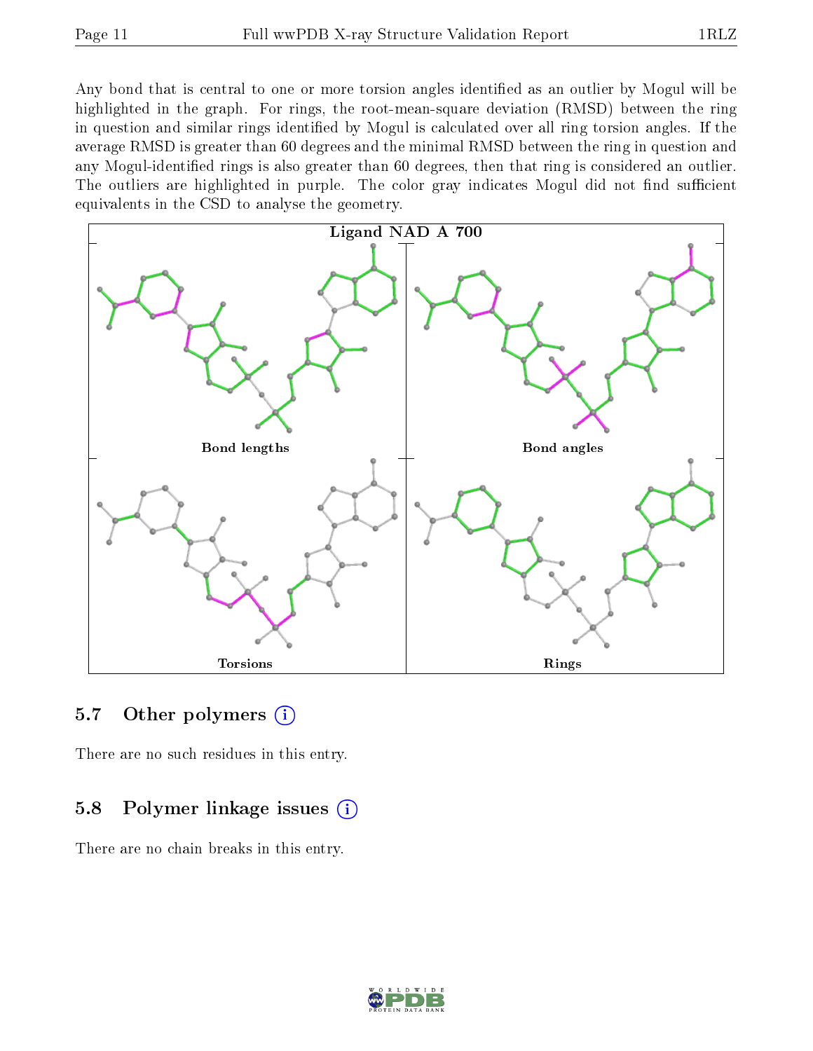Any bond that is central to one or more torsion angles identified as an outlier by Mogul will be highlighted in the graph. For rings, the root-mean-square deviation (RMSD) between the ring in question and similar rings identified by Mogul is calculated over all ring torsion angles. If the average RMSD is greater than 60 degrees and the minimal RMSD between the ring in question and any Mogul-identified rings is also greater than 60 degrees, then that ring is considered an outlier. The outliers are highlighted in purple. The color gray indicates Mogul did not find sufficient equivalents in the CSD to analyse the geometry.

**Ligand NAD A 700**

Bond lengths

Bond angles

Torsions

Rings

## 5.7 Other polymers

There are no such residues in this entry.

## 5.8 Polymer linkage issues

There are no chain breaks in this entry.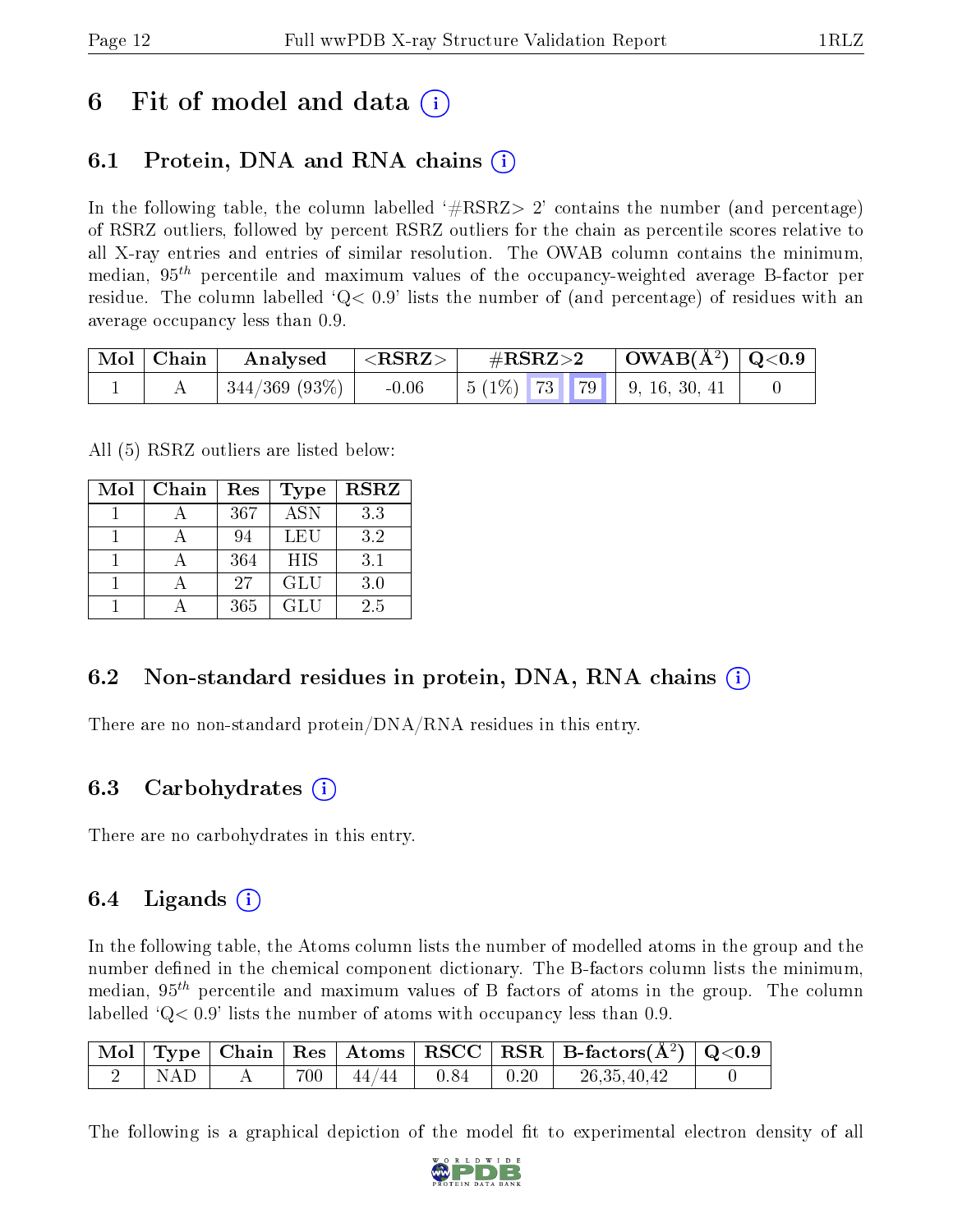# 6 Fit of model and data (i)

## 6.1 Protein, DNA and RNA chains (i)

In the following table, the column labelled '#RSRZ> 2' contains the number (and percentage) of RSRZ outliers, followed by percent RSRZ outliers for the chain as percentile scores relative to all X-ray entries and entries of similar resolution. The OWAB column contains the minimum, median, $95^{th}$ percentile and maximum values of the occupancy-weighted average B-factor per residue. The column labelled 'Q< 0.9' lists the number of (and percentage) of residues with an average occupancy less than 0.9.

| Mol | Chain | Analysed | <RSRZ> | #RSRZ>2 | OWAB(Å$^2$) | Q<0.9 |
|---|---|---|---|---|---|---|
| 1 | A | 344/369 (93%) | -0.06 | 5 (1%) 73 79 | 9, 16, 30, 41 | 0 |

All (5) RSRZ outliers are listed below:

| Mol | Chain | Res | Type | RSRZ |
|---|---|---|---|---|
| 1 | A | 367 | ASN | 3.3 |
| 1 | A | 94 | LEU | 3.2 |
| 1 | A | 364 | HIS | 3.1 |
| 1 | A | 27 | GLU | 3.0 |
| 1 | A | 365 | GLU | 2.5 |

## 6.2 Non-standard residues in protein, DNA, RNA chains (i)

There are no non-standard protein/DNA/RNA residues in this entry.

## 6.3 Carbohydrates (i)

There are no carbohydrates in this entry.

## 6.4 Ligands (i)

In the following table, the Atoms column lists the number of modelled atoms in the group and the number defined in the chemical component dictionary. The B-factors column lists the minimum, median, $95^{th}$ percentile and maximum values of B factors of atoms in the group. The column labelled 'Q< 0.9' lists the number of atoms with occupancy less than 0.9.

| Mol | Type | Chain | Res | Atoms | RSCC | RSR | B-factors(Å$^2$) | Q<0.9 |
|---|---|---|---|---|---|---|---|---|
| 2 | NAD | A | 700 | 44/44 | 0.84 | 0.20 | 26,35,40,42 | 0 |

The following is a graphical depiction of the model fit to experimental electron density of all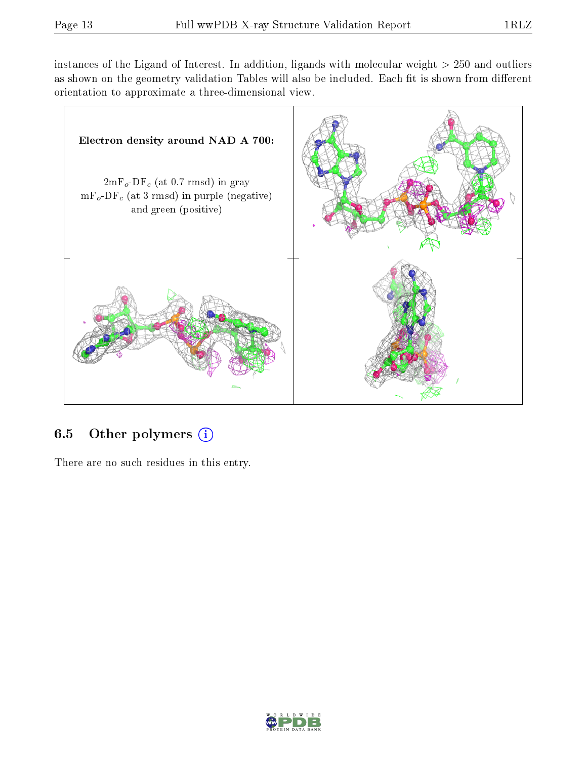instances of the Ligand of Interest. In addition, ligands with molecular weight > 250 and outliers as shown on the geometry validation Tables will also be included. Each fit is shown from different orientation to approximate a three-dimensional view.

**Electron density around NAD A 700:**

$2mF_o$-$DF_c$ (at 0.7 rmsd) in gray
$mF_o$-$DF_c$ (at 3 rmsd) in purple (negative)
and green (positive)

## 6.5 Other polymers

There are no such residues in this entry.